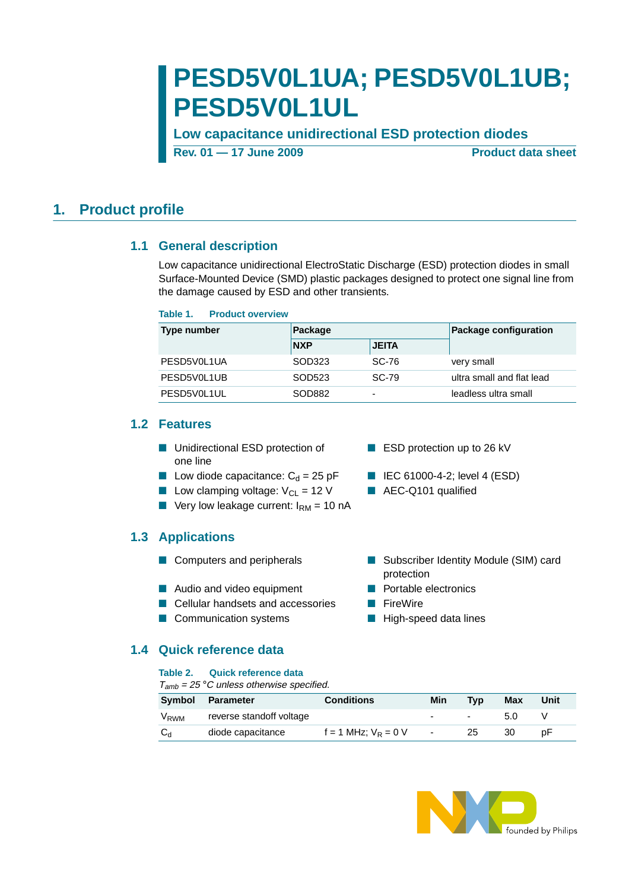# PESD5V0L1UA; PESD5V0L1UB; PESD5V0L1UL

**Low capacitance unidirectional ESD protection diodes**

**Rev. 01 — 17 June 2009** **Product data sheet**

## 1. Product profile

### 1.1 General description

Low capacitance unidirectional ElectroStatic Discharge (ESD) protection diodes in small Surface-Mounted Device (SMD) plastic packages designed to protect one signal line from the damage caused by ESD and other transients.

**Table 1. Product overview**

| Type number | Package | | Package configuration |
|---|---|---|---|
| | NXP | JEITA | |
| PESD5V0L1UA | SOD323 | SC-76 | very small |
| PESD5V0L1UB | SOD523 | SC-79 | ultra small and flat lead |
| PESD5V0L1UL | SOD882 | - | leadless ultra small |

### 1.2 Features

- Unidirectional ESD protection of one line
- Low diode capacitance: $C_d$ = 25 pF
- Low clamping voltage: $V_{CL}$ = 12 V
- Very low leakage current: $I_{RM}$ = 10 nA
- ESD protection up to 26 kV
- IEC 61000-4-2; level 4 (ESD)
- AEC-Q101 qualified

### 1.3 Applications

- Computers and peripherals
- Audio and video equipment
- Cellular handsets and accessories
- Communication systems
- Subscriber Identity Module (SIM) card protection
- Portable electronics
- FireWire
- High-speed data lines

### 1.4 Quick reference data

**Table 2. Quick reference data**

*$T_{amb}$ = 25 °C unless otherwise specified.*

| Symbol | Parameter | Conditions | Min | Typ | Max | Unit |
|---|---|---|---|---|---|---|
| $V_{RWM}$ | reverse standoff voltage | | - | - | 5.0 | V |
| $C_d$ | diode capacitance | f = 1 MHz; $V_R$ = 0 V | - | 25 | 30 | pF |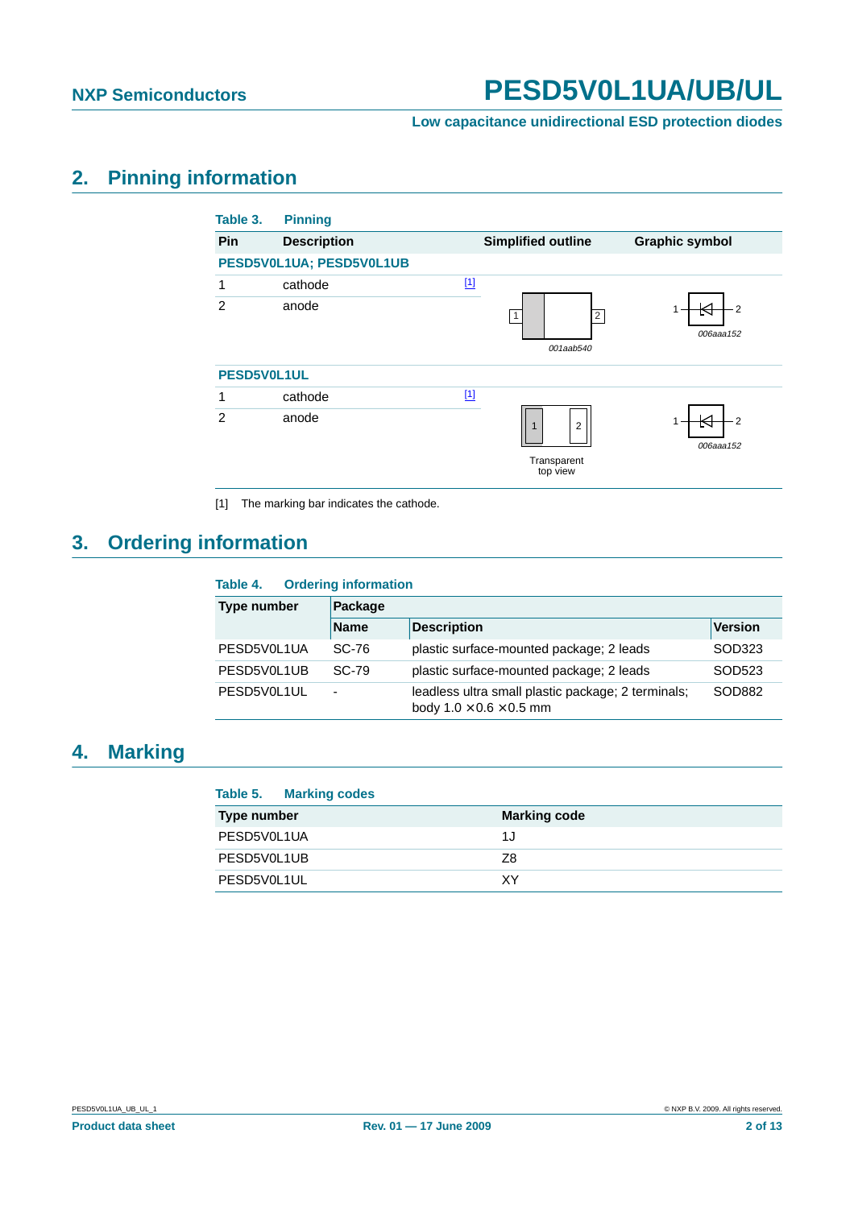## 2. Pinning information

**Table 3. Pinning**

| Pin | Description | | Simplified outline | Graphic symbol |
|---|---|---|---|---|
| **PESD5V0L1UA; PESD5V0L1UB** | | | | |
| 1 | cathode | [1] | | |
| 2 | anode | | 001aab540 | 006aaa152 |
| **PESD5V0L1UL** | | | | |
| 1 | cathode | [1] | | |
| 2 | anode | | Transparent top view | 006aaa152 |

[1] The marking bar indicates the cathode.

## 3. Ordering information

**Table 4. Ordering information**

| Type number | Package | | |
|---|---|---|---|
| | Name | Description | Version |
| PESD5V0L1UA | SC-76 | plastic surface-mounted package; 2 leads | SOD323 |
| PESD5V0L1UB | SC-79 | plastic surface-mounted package; 2 leads | SOD523 |
| PESD5V0L1UL | - | leadless ultra small plastic package; 2 terminals; body 1.0 × 0.6 × 0.5 mm | SOD882 |

## 4. Marking

**Table 5. Marking codes**

| Type number | Marking code |
|---|---|
| PESD5V0L1UA | 1J |
| PESD5V0L1UB | Z8 |
| PESD5V0L1UL | XY |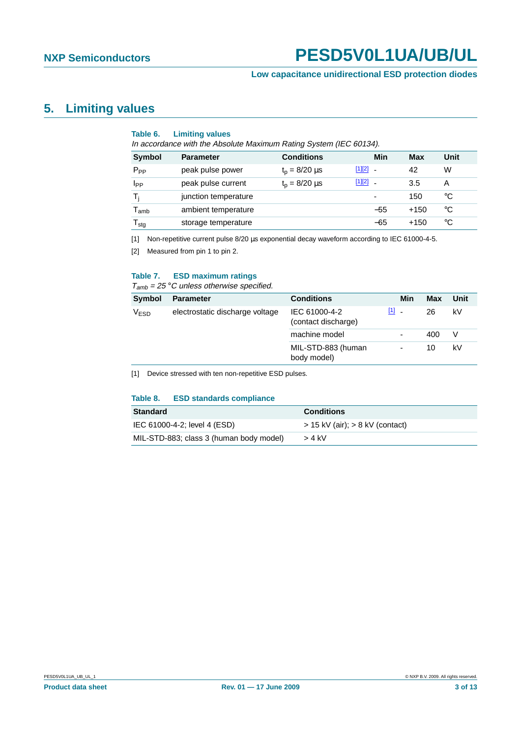# 5. Limiting values

**Table 6. Limiting values**

*In accordance with the Absolute Maximum Rating System (IEC 60134).*

| Symbol | Parameter | Conditions | | Min | Max | Unit |
|---|---|---|---|---|---|---|
| $P_{PP}$ | peak pulse power | $t_p$ = 8/20 μs | [1][2] | - | 42 | W |
| $I_{PP}$ | peak pulse current | $t_p$ = 8/20 μs | [1][2] | - | 3.5 | A |
| $T_j$ | junction temperature | | | - | 150 | °C |
| $T_{amb}$ | ambient temperature | | | −55 | +150 | °C |
| $T_{stg}$ | storage temperature | | | −65 | +150 | °C |

[1] Non-repetitive current pulse 8/20 μs exponential decay waveform according to IEC 61000-4-5.

[2] Measured from pin 1 to pin 2.

**Table 7. ESD maximum ratings**

*$T_{amb}$ = 25 °C unless otherwise specified.*

| Symbol | Parameter | Conditions | | Min | Max | Unit |
|---|---|---|---|---|---|---|
| $V_{ESD}$ | electrostatic discharge voltage | IEC 61000-4-2 (contact discharge) | [1] | - | 26 | kV |
| | | machine model | | - | 400 | V |
| | | MIL-STD-883 (human body model) | | - | 10 | kV |

[1] Device stressed with ten non-repetitive ESD pulses.

**Table 8. ESD standards compliance**

| Standard | Conditions |
|---|---|
| IEC 61000-4-2; level 4 (ESD) | > 15 kV (air); > 8 kV (contact) |
| MIL-STD-883; class 3 (human body model) | > 4 kV |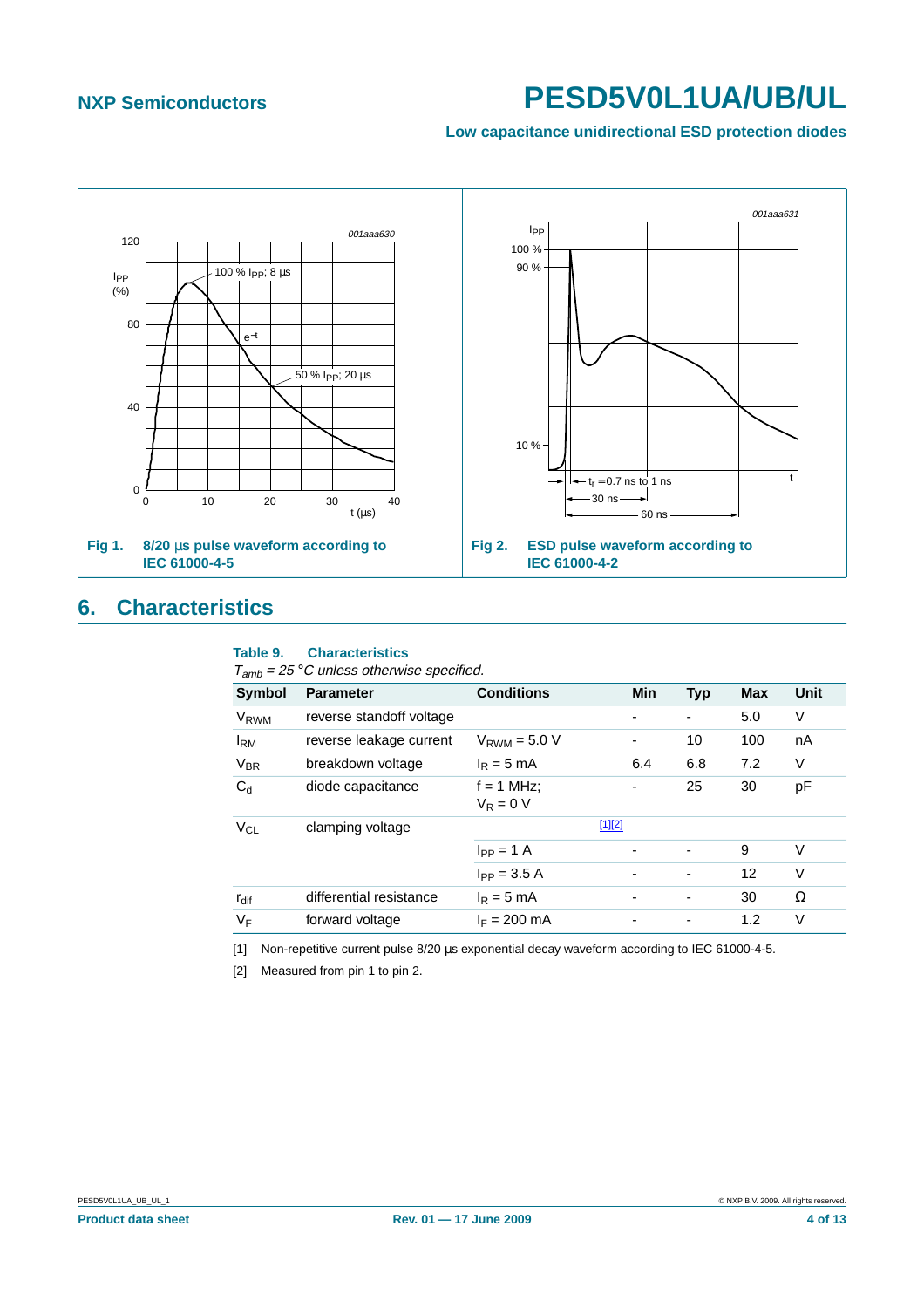Fig 1. 8/20 µs pulse waveform according to IEC 61000-4-5

Fig 2. ESD pulse waveform according to IEC 61000-4-2

## 6. Characteristics

**Table 9. Characteristics**

*$T_{amb}$ = 25 °C unless otherwise specified.*

| Symbol | Parameter | Conditions | Min | Typ | Max | Unit |
|---|---|---|---|---|---|---|
| $V_{RWM}$ | reverse standoff voltage | | - | - | 5.0 | V |
| $I_{RM}$ | reverse leakage current | $V_{RWM}$ = 5.0 V | - | 10 | 100 | nA |
| $V_{BR}$ | breakdown voltage | $I_R$ = 5 mA | 6.4 | 6.8 | 7.2 | V |
| $C_d$ | diode capacitance | f = 1 MHz; $V_R$ = 0 V | - | 25 | 30 | pF |
| $V_{CL}$ | clamping voltage | [1][2] | | | | |
| | | $I_{PP}$ = 1 A | - | - | 9 | V |
| | | $I_{PP}$ = 3.5 A | - | - | 12 | V |
| $r_{dif}$ | differential resistance | $I_R$ = 5 mA | - | - | 30 | Ω |
| $V_F$ | forward voltage | $I_F$ = 200 mA | - | - | 1.2 | V |

[1] Non-repetitive current pulse 8/20 µs exponential decay waveform according to IEC 61000-4-5.

[2] Measured from pin 1 to pin 2.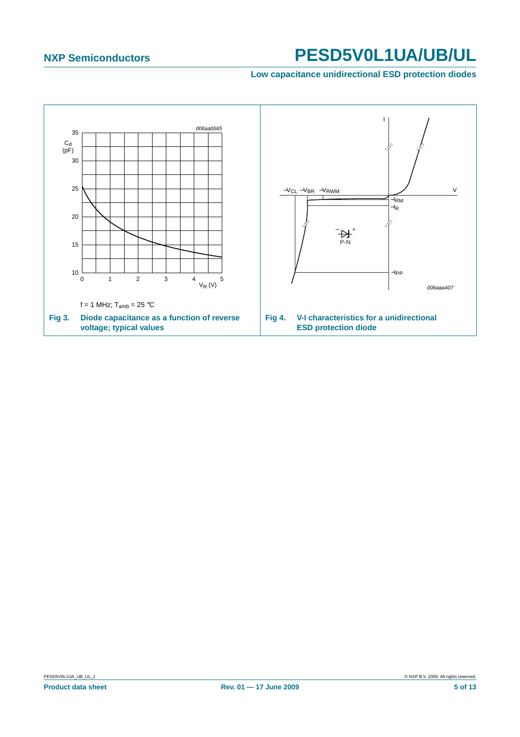$f = 1\ \text{MHz};\ T_{amb} = 25\ °C$

**Fig 3.** **Diode capacitance as a function of reverse voltage; typical values**

**Fig 4.** **V-I characteristics for a unidirectional ESD protection diode**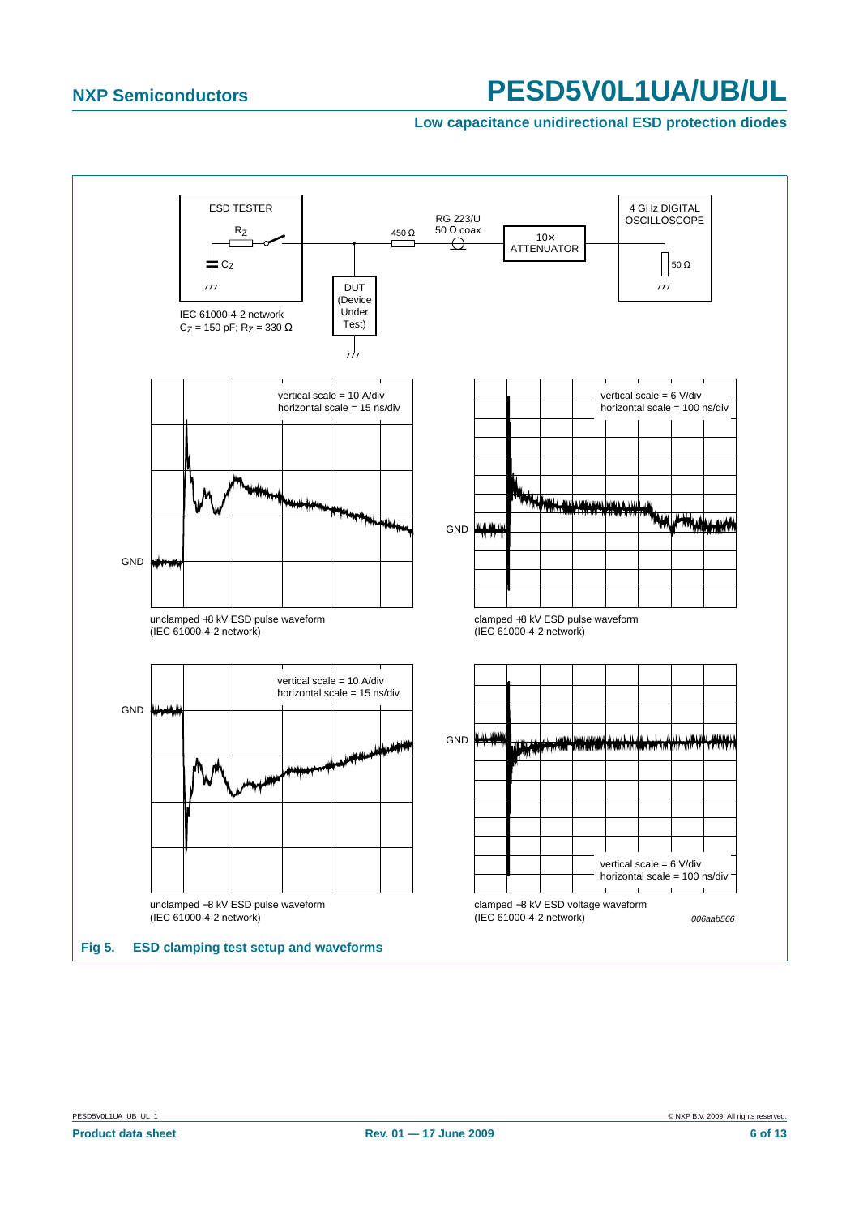ESD TESTER

$R_Z$

$C_Z$

IEC 61000-4-2 network
$C_Z$ = 150 pF; $R_Z$ = 330 Ω

450 Ω

RG 223/U
50 Ω coax

DUT
(Device
Under
Test)

10×
ATTENUATOR

4 GHz DIGITAL
OSCILLOSCOPE

50 Ω

vertical scale = 10 A/div
horizontal scale = 15 ns/div

GND

unclamped +8 kV ESD pulse waveform
(IEC 61000-4-2 network)

vertical scale = 6 V/div
horizontal scale = 100 ns/div

GND

clamped +8 kV ESD pulse waveform
(IEC 61000-4-2 network)

vertical scale = 10 A/div
horizontal scale = 15 ns/div

GND

unclamped −8 kV ESD pulse waveform
(IEC 61000-4-2 network)

GND

vertical scale = 6 V/div
horizontal scale = 100 ns/div

clamped −8 kV ESD voltage waveform
(IEC 61000-4-2 network)

*006aab566*

**Fig 5. ESD clamping test setup and waveforms**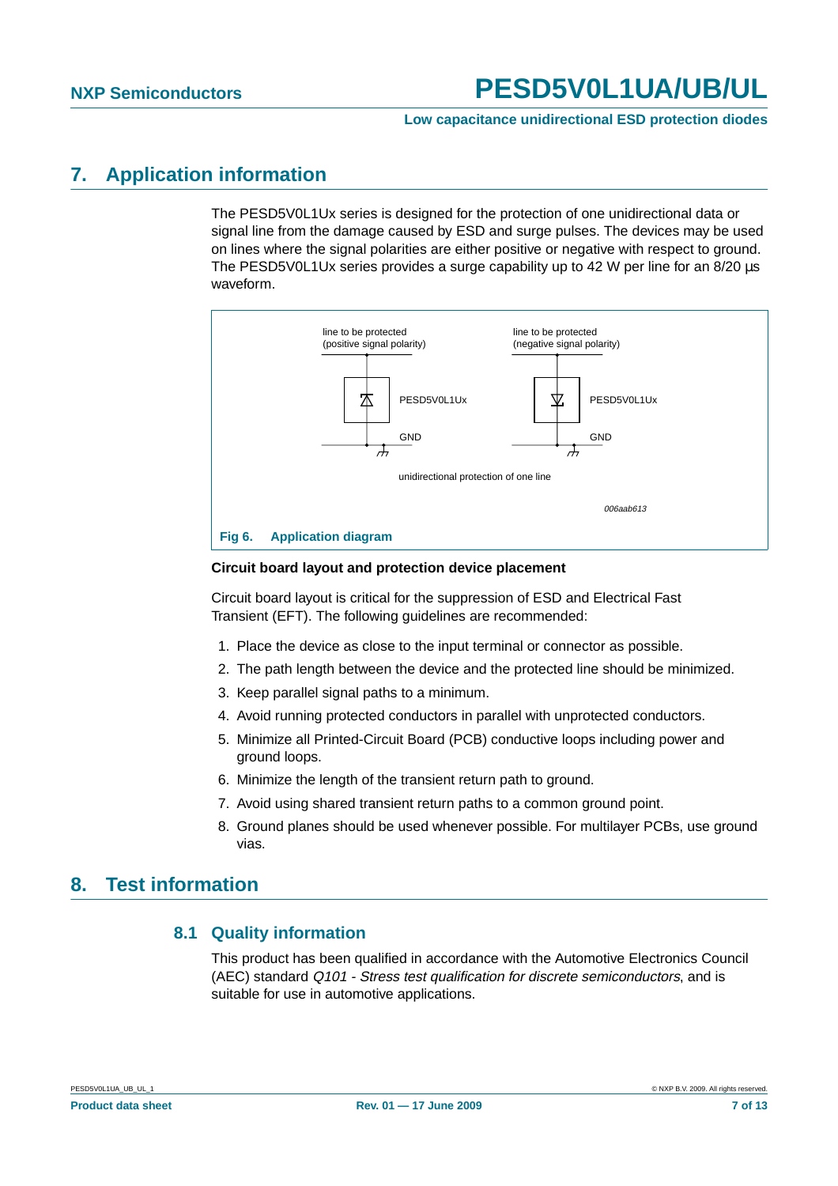# 7. Application information

The PESD5V0L1Ux series is designed for the protection of one unidirectional data or signal line from the damage caused by ESD and surge pulses. The devices may be used on lines where the signal polarities are either positive or negative with respect to ground. The PESD5V0L1Ux series provides a surge capability up to 42 W per line for an 8/20 μs waveform.

line to be protected (positive signal polarity)

PESD5V0L1Ux

GND

line to be protected (negative signal polarity)

PESD5V0L1Ux

GND

unidirectional protection of one line

006aab613

**Fig 6. Application diagram**

**Circuit board layout and protection device placement**

Circuit board layout is critical for the suppression of ESD and Electrical Fast Transient (EFT). The following guidelines are recommended:

1. Place the device as close to the input terminal or connector as possible.
2. The path length between the device and the protected line should be minimized.
3. Keep parallel signal paths to a minimum.
4. Avoid running protected conductors in parallel with unprotected conductors.
5. Minimize all Printed-Circuit Board (PCB) conductive loops including power and ground loops.
6. Minimize the length of the transient return path to ground.
7. Avoid using shared transient return paths to a common ground point.
8. Ground planes should be used whenever possible. For multilayer PCBs, use ground vias.

# 8. Test information

## 8.1 Quality information

This product has been qualified in accordance with the Automotive Electronics Council (AEC) standard *Q101 - Stress test qualification for discrete semiconductors*, and is suitable for use in automotive applications.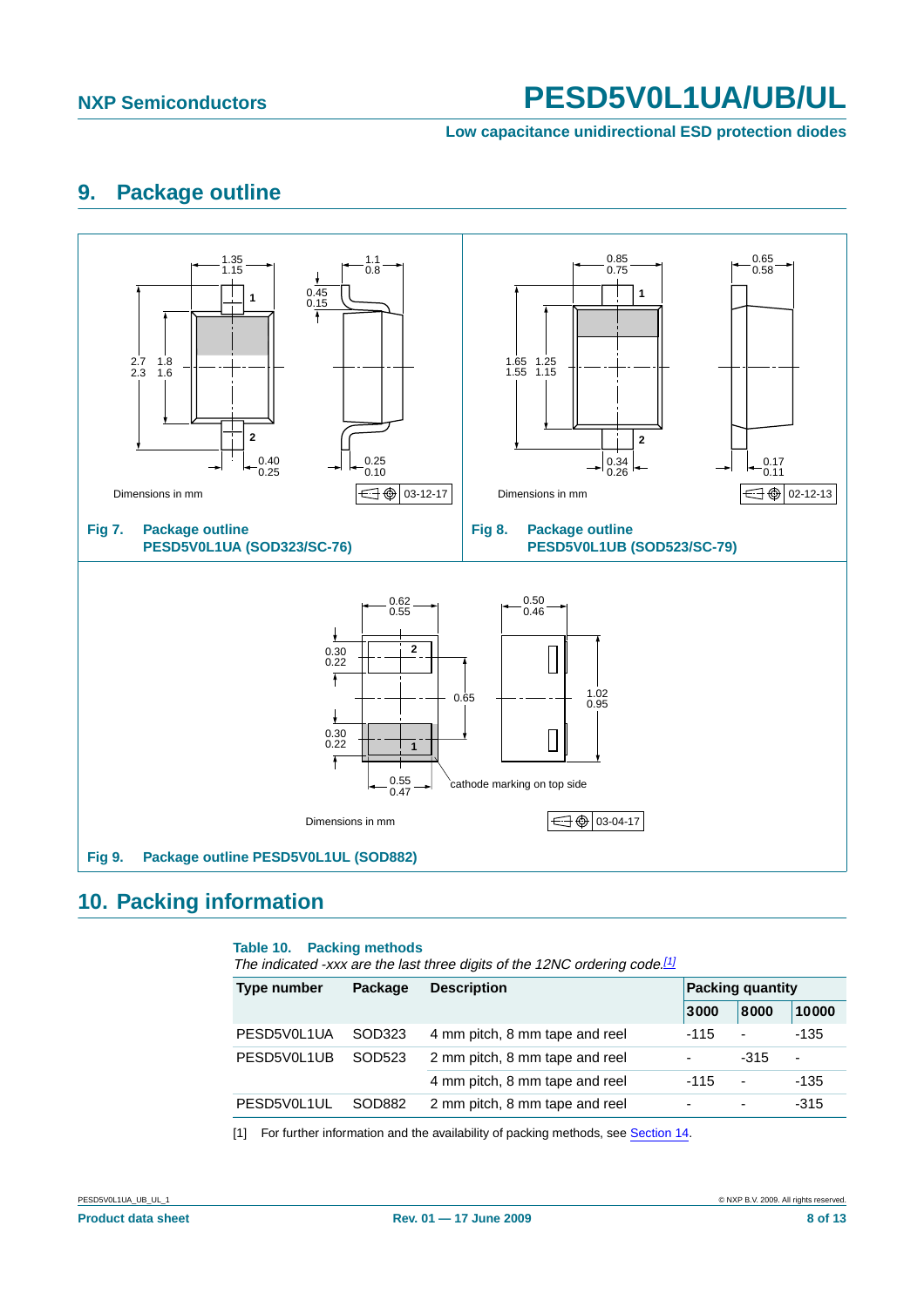## 9. Package outline

Dimensions in mm

03-12-17

Fig 7. Package outline PESD5V0L1UA (SOD323/SC-76)

Dimensions in mm

02-12-13

Fig 8. Package outline PESD5V0L1UB (SOD523/SC-79)

cathode marking on top side

Dimensions in mm

03-04-17

Fig 9. Package outline PESD5V0L1UL (SOD882)

## 10. Packing information

**Table 10. Packing methods**

*The indicated -xxx are the last three digits of the 12NC ordering code.*[1]

| Type number | Package | Description | Packing quantity | | |
|---|---|---|---|---|---|
| | | | 3000 | 8000 | 10000 |
| PESD5V0L1UA | SOD323 | 4 mm pitch, 8 mm tape and reel | -115 | - | -135 |
| PESD5V0L1UB | SOD523 | 2 mm pitch, 8 mm tape and reel | - | -315 | - |
| | | 4 mm pitch, 8 mm tape and reel | -115 | - | -135 |
| PESD5V0L1UL | SOD882 | 2 mm pitch, 8 mm tape and reel | - | - | -315 |

[1] For further information and the availability of packing methods, see Section 14.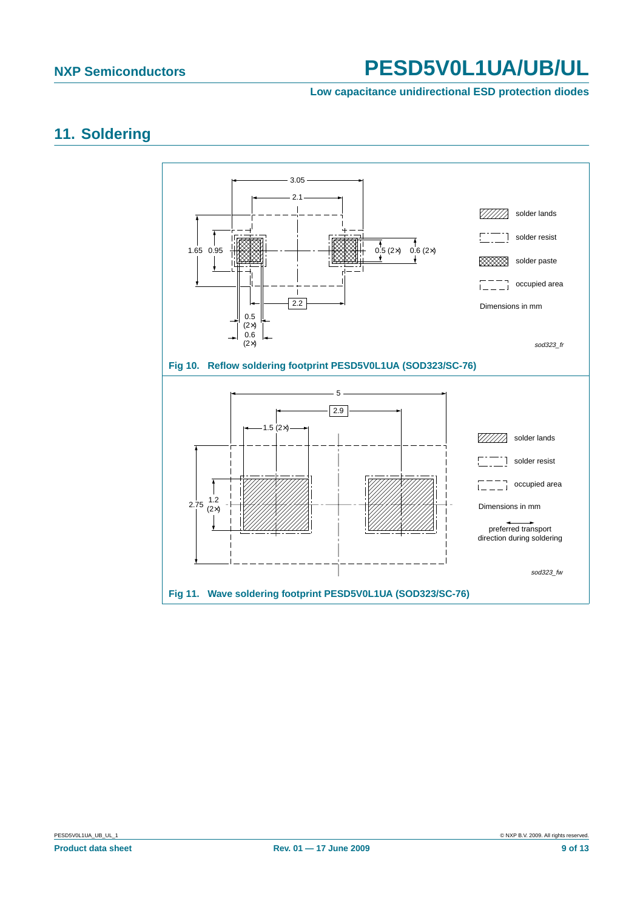## 11. Soldering

Fig 10. Reflow soldering footprint PESD5V0L1UA (SOD323/SC-76)

Fig 11. Wave soldering footprint PESD5V0L1UA (SOD323/SC-76)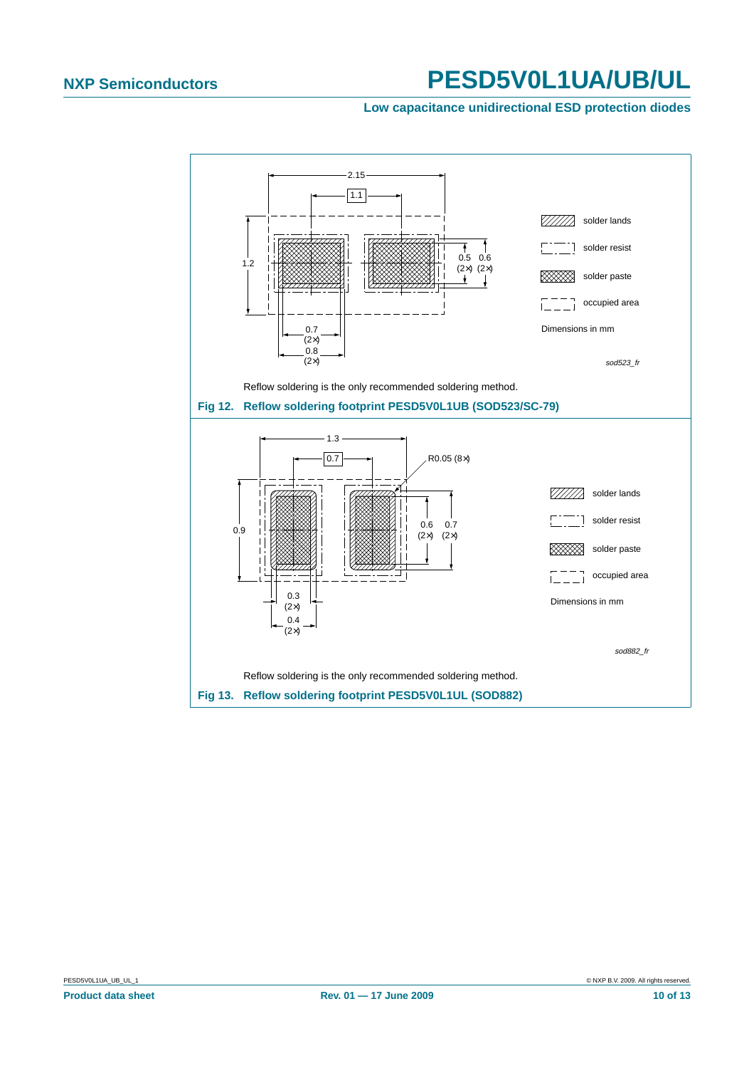Reflow soldering is the only recommended soldering method.

**Fig 12. Reflow soldering footprint PESD5V0L1UB (SOD523/SC-79)**

Reflow soldering is the only recommended soldering method.

**Fig 13. Reflow soldering footprint PESD5V0L1UL (SOD882)**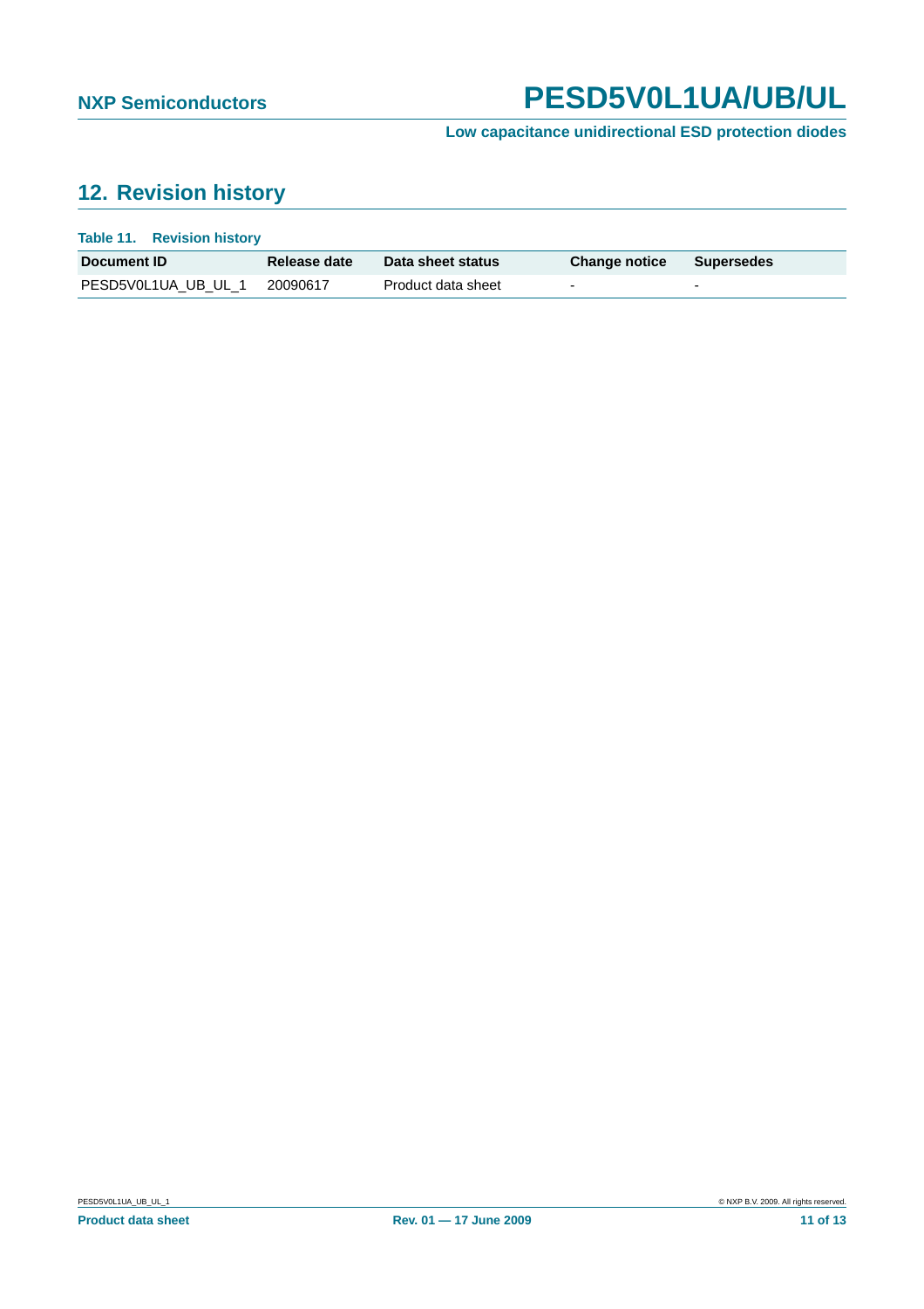## 12. Revision history

**Table 11. Revision history**

| Document ID | Release date | Data sheet status | Change notice | Supersedes |
|---|---|---|---|---|
| PESD5V0L1UA_UB_UL_1 | 20090617 | Product data sheet | - | - |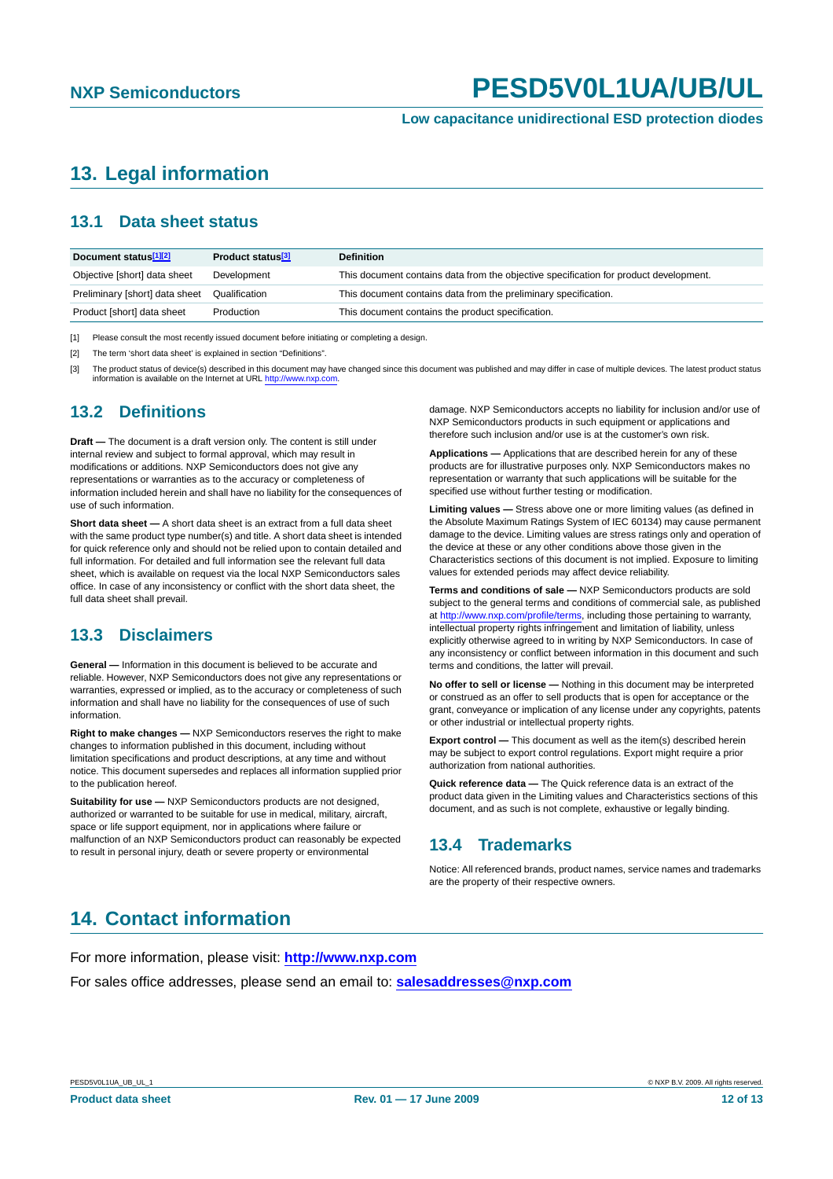## 13. Legal information

### 13.1 Data sheet status

| Document status[1][2] | Product status[3] | Definition |
|---|---|---|
| Objective [short] data sheet | Development | This document contains data from the objective specification for product development. |
| Preliminary [short] data sheet | Qualification | This document contains data from the preliminary specification. |
| Product [short] data sheet | Production | This document contains the product specification. |

[1] Please consult the most recently issued document before initiating or completing a design.

[2] The term 'short data sheet' is explained in section "Definitions".

[3] The product status of device(s) described in this document may have changed since this document was published and may differ in case of multiple devices. The latest product status information is available on the Internet at URL http://www.nxp.com.

### 13.2 Definitions

**Draft —** The document is a draft version only. The content is still under internal review and subject to formal approval, which may result in modifications or additions. NXP Semiconductors does not give any representations or warranties as to the accuracy or completeness of information included herein and shall have no liability for the consequences of use of such information.

**Short data sheet —** A short data sheet is an extract from a full data sheet with the same product type number(s) and title. A short data sheet is intended for quick reference only and should not be relied upon to contain detailed and full information. For detailed and full information see the relevant full data sheet, which is available on request via the local NXP Semiconductors sales office. In case of any inconsistency or conflict with the short data sheet, the full data sheet shall prevail.

### 13.3 Disclaimers

**General —** Information in this document is believed to be accurate and reliable. However, NXP Semiconductors does not give any representations or warranties, expressed or implied, as to the accuracy or completeness of such information and shall have no liability for the consequences of use of such information.

**Right to make changes —** NXP Semiconductors reserves the right to make changes to information published in this document, including without limitation specifications and product descriptions, at any time and without notice. This document supersedes and replaces all information supplied prior to the publication hereof.

**Suitability for use —** NXP Semiconductors products are not designed, authorized or warranted to be suitable for use in medical, military, aircraft, space or life support equipment, nor in applications where failure or malfunction of an NXP Semiconductors product can reasonably be expected to result in personal injury, death or severe property or environmental damage. NXP Semiconductors accepts no liability for inclusion and/or use of NXP Semiconductors products in such equipment or applications and therefore such inclusion and/or use is at the customer's own risk.

**Applications —** Applications that are described herein for any of these products are for illustrative purposes only. NXP Semiconductors makes no representation or warranty that such applications will be suitable for the specified use without further testing or modification.

**Limiting values —** Stress above one or more limiting values (as defined in the Absolute Maximum Ratings System of IEC 60134) may cause permanent damage to the device. Limiting values are stress ratings only and operation of the device at these or any other conditions above those given in the Characteristics sections of this document is not implied. Exposure to limiting values for extended periods may affect device reliability.

**Terms and conditions of sale —** NXP Semiconductors products are sold subject to the general terms and conditions of commercial sale, as published at http://www.nxp.com/profile/terms, including those pertaining to warranty, intellectual property rights infringement and limitation of liability, unless explicitly otherwise agreed to in writing by NXP Semiconductors. In case of any inconsistency or conflict between information in this document and such terms and conditions, the latter will prevail.

**No offer to sell or license —** Nothing in this document may be interpreted or construed as an offer to sell products that is open for acceptance or the grant, conveyance or implication of any license under any copyrights, patents or other industrial or intellectual property rights.

**Export control —** This document as well as the item(s) described herein may be subject to export control regulations. Export might require a prior authorization from national authorities.

**Quick reference data —** The Quick reference data is an extract of the product data given in the Limiting values and Characteristics sections of this document, and as such is not complete, exhaustive or legally binding.

### 13.4 Trademarks

Notice: All referenced brands, product names, service names and trademarks are the property of their respective owners.

## 14. Contact information

For more information, please visit: **http://www.nxp.com**

For sales office addresses, please send an email to: **salesaddresses@nxp.com**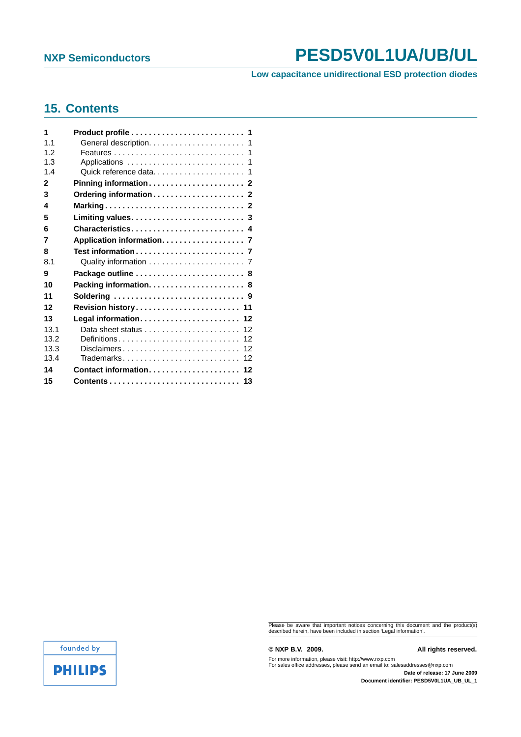## 15. Contents

| | | |
|---|---|---|
| **1** | **Product profile** | **1** |
| 1.1 | General description | 1 |
| 1.2 | Features | 1 |
| 1.3 | Applications | 1 |
| 1.4 | Quick reference data | 1 |
| **2** | **Pinning information** | **2** |
| **3** | **Ordering information** | **2** |
| **4** | **Marking** | **2** |
| **5** | **Limiting values** | **3** |
| **6** | **Characteristics** | **4** |
| **7** | **Application information** | **7** |
| **8** | **Test information** | **7** |
| 8.1 | Quality information | 7 |
| **9** | **Package outline** | **8** |
| **10** | **Packing information** | **8** |
| **11** | **Soldering** | **9** |
| **12** | **Revision history** | **11** |
| **13** | **Legal information** | **12** |
| 13.1 | Data sheet status | 12 |
| 13.2 | Definitions | 12 |
| 13.3 | Disclaimers | 12 |
| 13.4 | Trademarks | 12 |
| **14** | **Contact information** | **12** |
| **15** | **Contents** | **13** |

Please be aware that important notices concerning this document and the product(s) described herein, have been included in section 'Legal information'.

**© NXP B.V. 2009. All rights reserved.**

For more information, please visit: http://www.nxp.com
For sales office addresses, please send an email to: salesaddresses@nxp.com

**Date of release: 17 June 2009**

**Document identifier: PESD5V0L1UA_UB_UL_1**